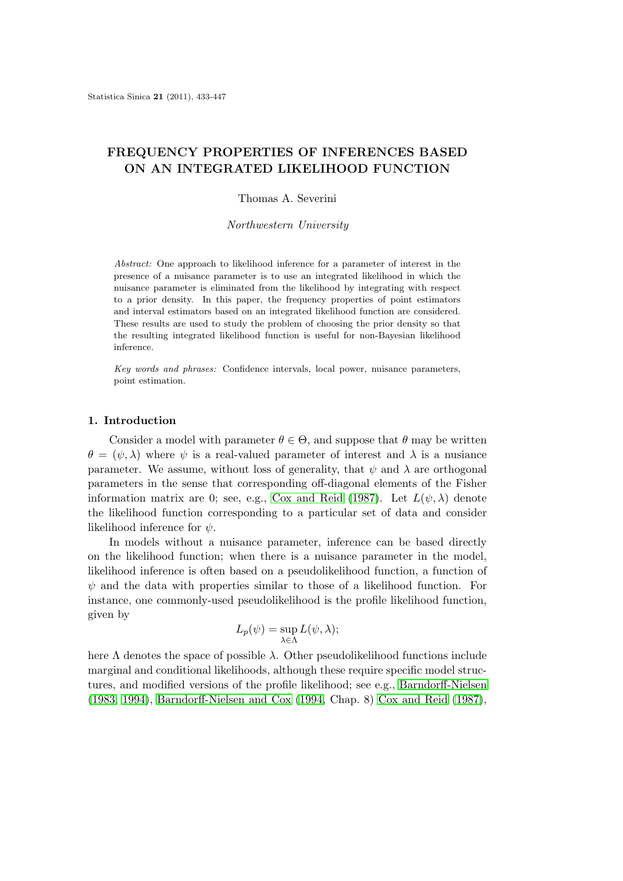# FREQUENCY PROPERTIES OF INFERENCES BASED ON AN INTEGRATED LIKELIHOOD FUNCTION

Thomas A. Severini

*Northwestern University*

*Abstract:* One approach to likelihood inference for a parameter of interest in the presence of a nuisance parameter is to use an integrated likelihood in which the nuisance parameter is eliminated from the likelihood by integrating with respect to a prior density. In this paper, the frequency properties of point estimators and interval estimators based on an integrated likelihood function are considered. These results are used to study the problem of choosing the prior density so that the resulting integrated likelihood function is useful for non-Bayesian likelihood inference.

*Key words and phrases:* Confidence intervals, local power, nuisance parameters, point estimation.

## 1. Introduction

Consider a model with parameter $\theta \in \Theta$, and suppose that $\theta$ may be written $\theta = (\psi, \lambda)$ where $\psi$ is a real-valued parameter of interest and $\lambda$ is a nusiance parameter. We assume, without loss of generality, that $\psi$ and $\lambda$ are orthogonal parameters in the sense that corresponding off-diagonal elements of the Fisher information matrix are 0; see, e.g., Cox and Reid (1987). Let $L(\psi, \lambda)$ denote the likelihood function corresponding to a particular set of data and consider likelihood inference for $\psi$.

In models without a nuisance parameter, inference can be based directly on the likelihood function; when there is a nuisance parameter in the model, likelihood inference is often based on a pseudolikelihood function, a function of $\psi$ and the data with properties similar to those of a likelihood function. For instance, one commonly-used pseudolikelihood is the profile likelihood function, given by

$$L_p(\psi) = \sup_{\lambda \in \Lambda} L(\psi, \lambda);$$

here $\Lambda$ denotes the space of possible $\lambda$. Other pseudolikelihood functions include marginal and conditional likelihoods, although these require specific model structures, and modified versions of the profile likelihood; see e.g., Barndorff-Nielsen (1983, 1994), Barndorff-Nielsen and Cox (1994, Chap. 8) Cox and Reid (1987),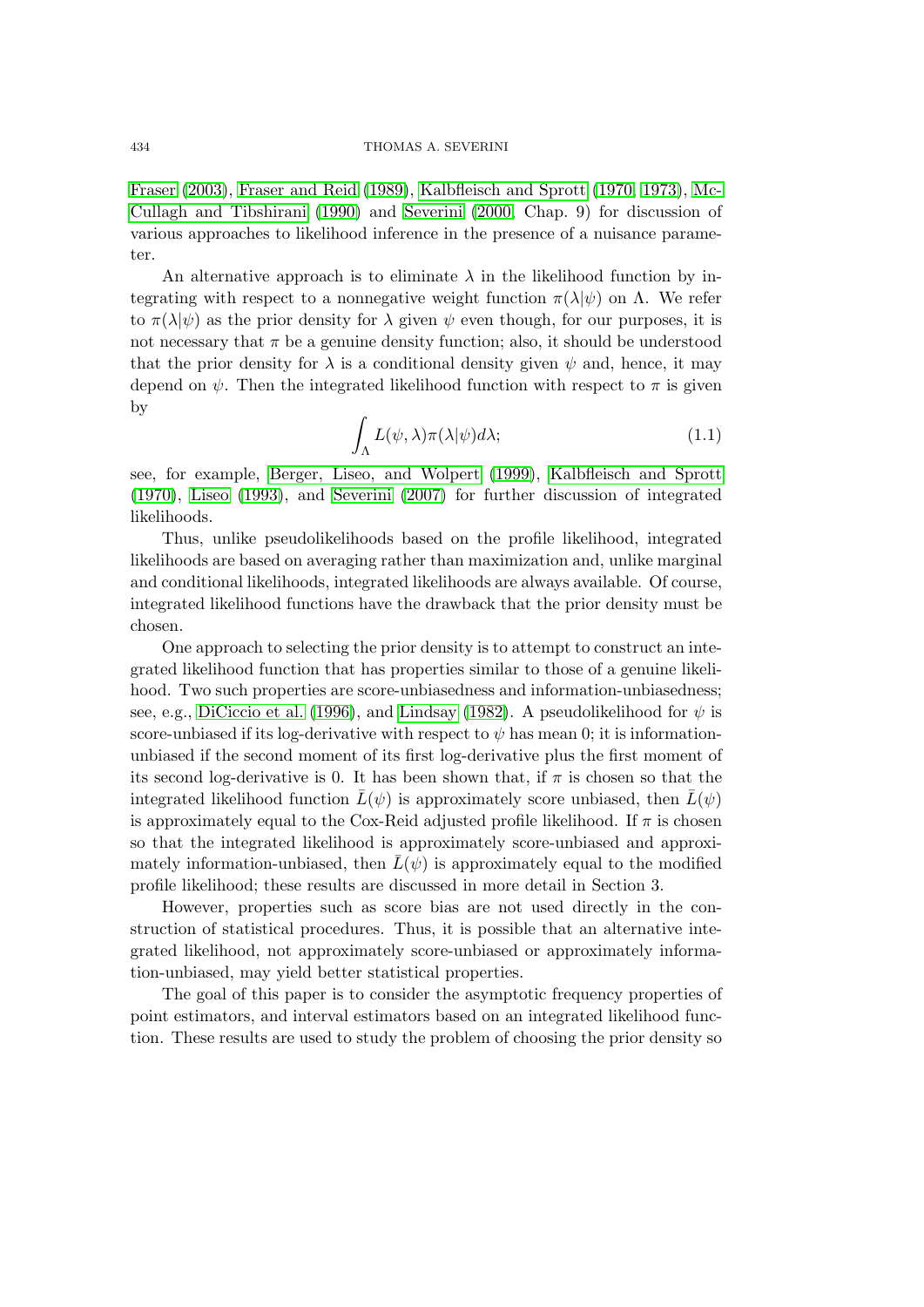Fraser (2003), Fraser and Reid (1989), Kalbfleisch and Sprott (1970, 1973), McCullagh and Tibshirani (1990) and Severini (2000, Chap. 9) for discussion of various approaches to likelihood inference in the presence of a nuisance parameter.

An alternative approach is to eliminate $\lambda$ in the likelihood function by integrating with respect to a nonnegative weight function $\pi(\lambda|\psi)$ on $\Lambda$. We refer to $\pi(\lambda|\psi)$ as the prior density for $\lambda$ given $\psi$ even though, for our purposes, it is not necessary that $\pi$ be a genuine density function; also, it should be understood that the prior density for $\lambda$ is a conditional density given $\psi$ and, hence, it may depend on $\psi$. Then the integrated likelihood function with respect to $\pi$ is given by

$$\int_{\Lambda} L(\psi, \lambda)\pi(\lambda|\psi)d\lambda; \tag{1.1}$$

see, for example, Berger, Liseo, and Wolpert (1999), Kalbfleisch and Sprott (1970), Liseo (1993), and Severini (2007) for further discussion of integrated likelihoods.

Thus, unlike pseudolikelihoods based on the profile likelihood, integrated likelihoods are based on averaging rather than maximization and, unlike marginal and conditional likelihoods, integrated likelihoods are always available. Of course, integrated likelihood functions have the drawback that the prior density must be chosen.

One approach to selecting the prior density is to attempt to construct an integrated likelihood function that has properties similar to those of a genuine likelihood. Two such properties are score-unbiasedness and information-unbiasedness; see, e.g., DiCiccio et al. (1996), and Lindsay (1982). A pseudolikelihood for $\psi$ is score-unbiased if its log-derivative with respect to $\psi$ has mean 0; it is information-unbiased if the second moment of its first log-derivative plus the first moment of its second log-derivative is 0. It has been shown that, if $\pi$ is chosen so that the integrated likelihood function $\bar{L}(\psi)$ is approximately score unbiased, then $\bar{L}(\psi)$ is approximately equal to the Cox-Reid adjusted profile likelihood. If $\pi$ is chosen so that the integrated likelihood is approximately score-unbiased and approximately information-unbiased, then $\bar{L}(\psi)$ is approximately equal to the modified profile likelihood; these results are discussed in more detail in Section 3.

However, properties such as score bias are not used directly in the construction of statistical procedures. Thus, it is possible that an alternative integrated likelihood, not approximately score-unbiased or approximately information-unbiased, may yield better statistical properties.

The goal of this paper is to consider the asymptotic frequency properties of point estimators, and interval estimators based on an integrated likelihood function. These results are used to study the problem of choosing the prior density so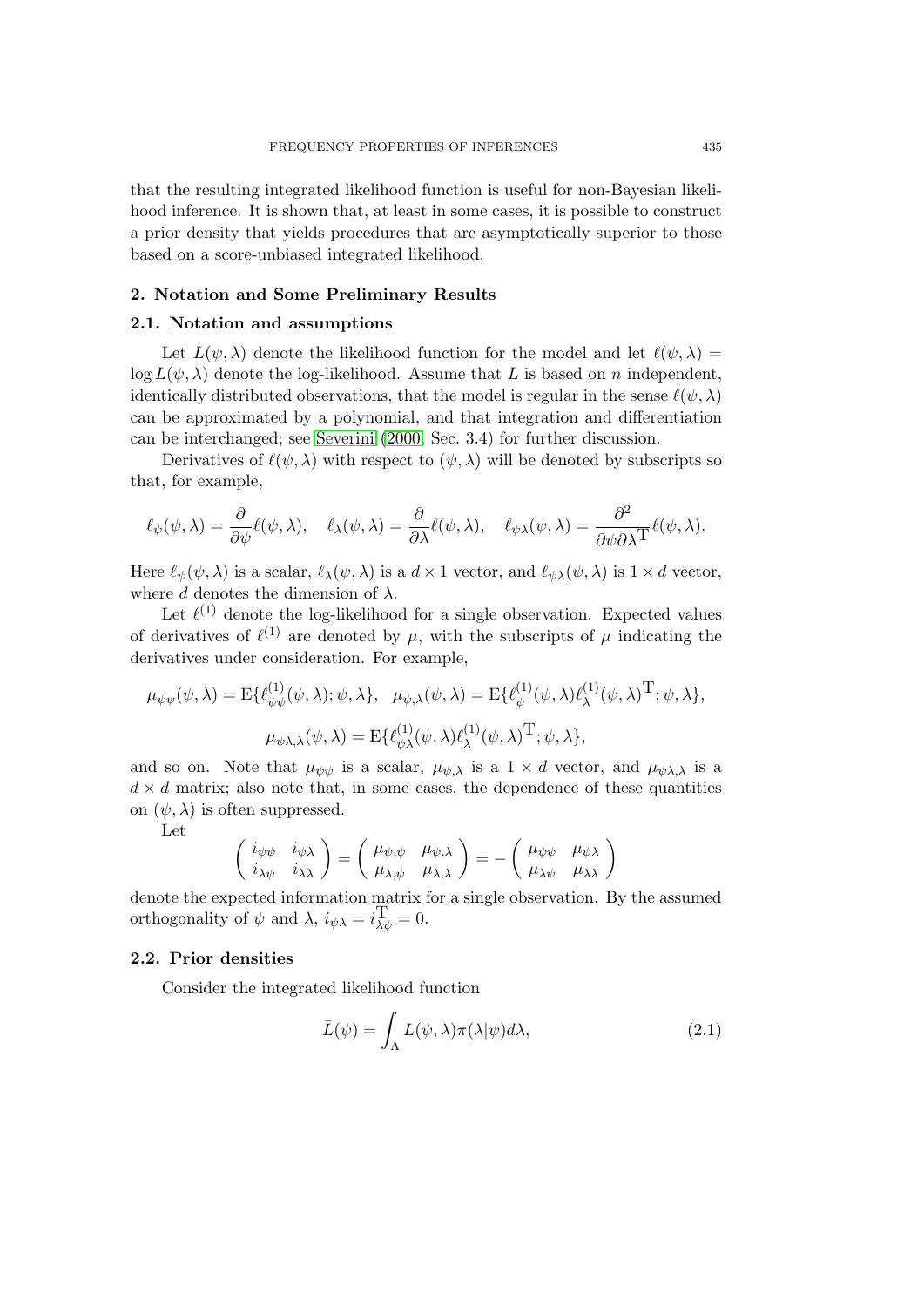that the resulting integrated likelihood function is useful for non-Bayesian likelihood inference. It is shown that, at least in some cases, it is possible to construct a prior density that yields procedures that are asymptotically superior to those based on a score-unbiased integrated likelihood.

## 2. Notation and Some Preliminary Results

### 2.1. Notation and assumptions

Let $L(\psi, \lambda)$ denote the likelihood function for the model and let $\ell(\psi, \lambda) = \log L(\psi, \lambda)$ denote the log-likelihood. Assume that $L$ is based on $n$ independent, identically distributed observations, that the model is regular in the sense $\ell(\psi, \lambda)$ can be approximated by a polynomial, and that integration and differentiation can be interchanged; see Severini (2000, Sec. 3.4) for further discussion.

Derivatives of $\ell(\psi, \lambda)$ with respect to $(\psi, \lambda)$ will be denoted by subscripts so that, for example,

$$\ell_\psi(\psi, \lambda) = \frac{\partial}{\partial \psi}\ell(\psi, \lambda), \quad \ell_\lambda(\psi, \lambda) = \frac{\partial}{\partial \lambda}\ell(\psi, \lambda), \quad \ell_{\psi\lambda}(\psi, \lambda) = \frac{\partial^2}{\partial \psi \partial \lambda^{\mathrm{T}}}\ell(\psi, \lambda).$$

Here $\ell_\psi(\psi, \lambda)$ is a scalar, $\ell_\lambda(\psi, \lambda)$ is a $d \times 1$ vector, and $\ell_{\psi\lambda}(\psi, \lambda)$ is $1 \times d$ vector, where $d$ denotes the dimension of $\lambda$.

Let $\ell^{(1)}$ denote the log-likelihood for a single observation. Expected values of derivatives of $\ell^{(1)}$ are denoted by $\mu$, with the subscripts of $\mu$ indicating the derivatives under consideration. For example,

$$\mu_{\psi\psi}(\psi, \lambda) = \mathrm{E}\{\ell^{(1)}_{\psi\psi}(\psi, \lambda); \psi, \lambda\}, \quad \mu_{\psi,\lambda}(\psi, \lambda) = \mathrm{E}\{\ell^{(1)}_{\psi}(\psi, \lambda)\ell^{(1)}_{\lambda}(\psi, \lambda)^{\mathrm{T}}; \psi, \lambda\},$$

$$\mu_{\psi\lambda,\lambda}(\psi, \lambda) = \mathrm{E}\{\ell^{(1)}_{\psi\lambda}(\psi, \lambda)\ell^{(1)}_{\lambda}(\psi, \lambda)^{\mathrm{T}}; \psi, \lambda\},$$

and so on. Note that $\mu_{\psi\psi}$ is a scalar, $\mu_{\psi,\lambda}$ is a $1 \times d$ vector, and $\mu_{\psi\lambda,\lambda}$ is a $d \times d$ matrix; also note that, in some cases, the dependence of these quantities on $(\psi, \lambda)$ is often suppressed.

Let

$$\begin{pmatrix} i_{\psi\psi} & i_{\psi\lambda} \\ i_{\lambda\psi} & i_{\lambda\lambda} \end{pmatrix} = \begin{pmatrix} \mu_{\psi,\psi} & \mu_{\psi,\lambda} \\ \mu_{\lambda,\psi} & \mu_{\lambda,\lambda} \end{pmatrix} = -\begin{pmatrix} \mu_{\psi\psi} & \mu_{\psi\lambda} \\ \mu_{\lambda\psi} & \mu_{\lambda\lambda} \end{pmatrix}$$

denote the expected information matrix for a single observation. By the assumed orthogonality of $\psi$ and $\lambda$, $i_{\psi\lambda} = i_{\lambda\psi}^{\mathrm{T}} = 0$.

### 2.2. Prior densities

Consider the integrated likelihood function

$$\bar{L}(\psi) = \int_\Lambda L(\psi, \lambda)\pi(\lambda|\psi)d\lambda, \tag{2.1}$$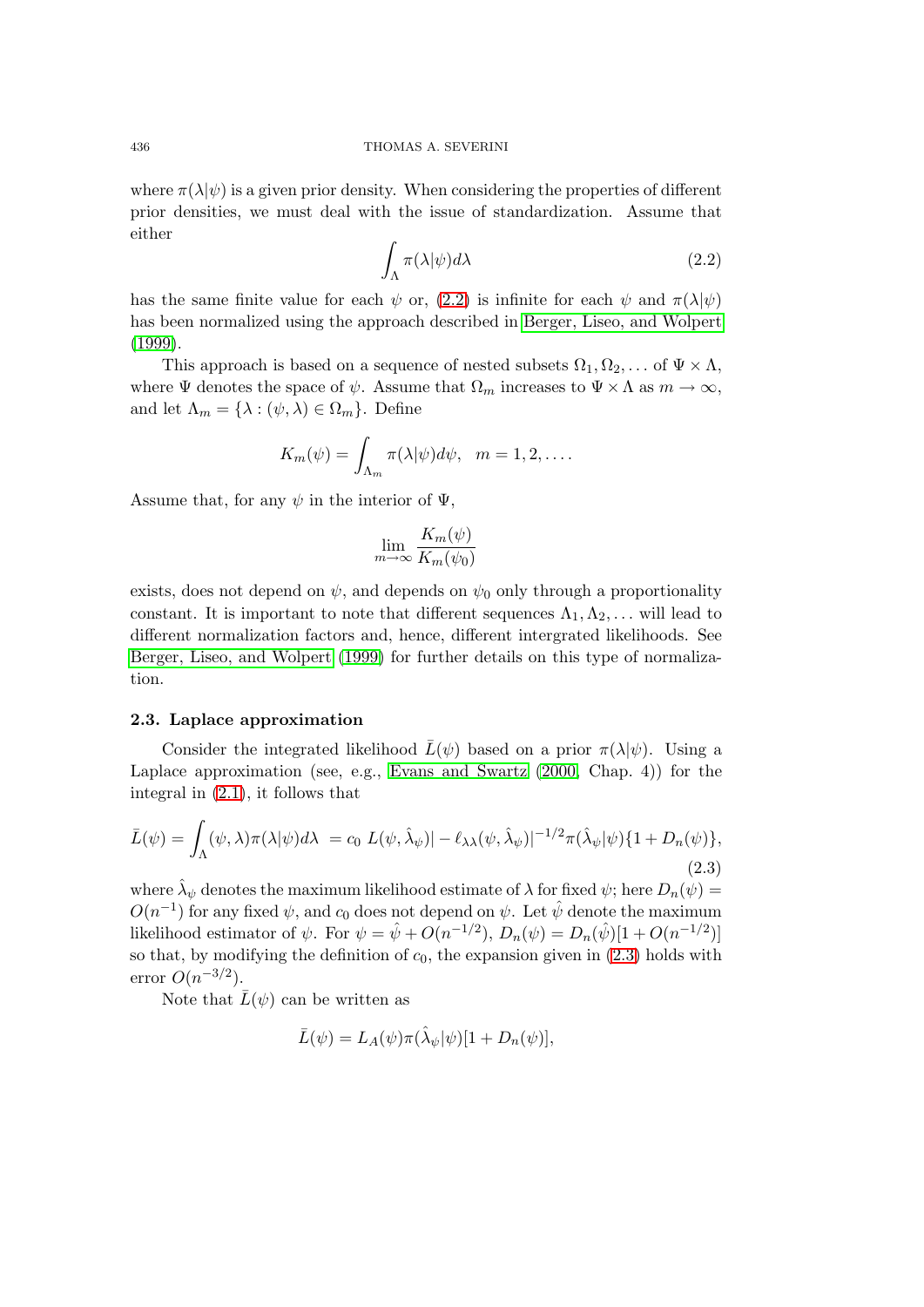where $\pi(\lambda|\psi)$ is a given prior density. When considering the properties of different prior densities, we must deal with the issue of standardization. Assume that either

$$\int_\Lambda \pi(\lambda|\psi) d\lambda \tag{2.2}$$

has the same finite value for each $\psi$ or, (2.2) is infinite for each $\psi$ and $\pi(\lambda|\psi)$ has been normalized using the approach described in Berger, Liseo, and Wolpert (1999).

This approach is based on a sequence of nested subsets $\Omega_1, \Omega_2, \ldots$ of $\Psi \times \Lambda$, where $\Psi$ denotes the space of $\psi$. Assume that $\Omega_m$ increases to $\Psi \times \Lambda$ as $m \to \infty$, and let $\Lambda_m = \{\lambda : (\psi, \lambda) \in \Omega_m\}$. Define

$$K_m(\psi) = \int_{\Lambda_m} \pi(\lambda|\psi) d\psi, \quad m = 1, 2, \ldots.$$

Assume that, for any $\psi$ in the interior of $\Psi$,

$$\lim_{m \to \infty} \frac{K_m(\psi)}{K_m(\psi_0)}$$

exists, does not depend on $\psi$, and depends on $\psi_0$ only through a proportionality constant. It is important to note that different sequences $\Lambda_1, \Lambda_2, \ldots$ will lead to different normalization factors and, hence, different intergrated likelihoods. See Berger, Liseo, and Wolpert (1999) for further details on this type of normalization.

### 2.3. Laplace approximation

Consider the integrated likelihood $\bar{L}(\psi)$ based on a prior $\pi(\lambda|\psi)$. Using a Laplace approximation (see, e.g., Evans and Swartz (2000, Chap. 4)) for the integral in (2.1), it follows that

$$\bar{L}(\psi) = \int_\Lambda (\psi, \lambda) \pi(\lambda|\psi) d\lambda \ = c_0 \ L(\psi, \hat{\lambda}_\psi)| - \ell_{\lambda\lambda}(\psi, \hat{\lambda}_\psi)|^{-1/2} \pi(\hat{\lambda}_\psi|\psi)\{1 + D_n(\psi)\}, \tag{2.3}$$

where $\hat{\lambda}_\psi$ denotes the maximum likelihood estimate of $\lambda$ for fixed $\psi$; here $D_n(\psi) = O(n^{-1})$ for any fixed $\psi$, and $c_0$ does not depend on $\psi$. Let $\hat{\psi}$ denote the maximum likelihood estimator of $\psi$. For $\psi = \hat{\psi} + O(n^{-1/2})$, $D_n(\psi) = D_n(\hat{\psi})[1 + O(n^{-1/2})]$ so that, by modifying the definition of $c_0$, the expansion given in (2.3) holds with error $O(n^{-3/2})$.

Note that $\bar{L}(\psi)$ can be written as

$$\bar{L}(\psi) = L_A(\psi) \pi(\hat{\lambda}_\psi|\psi)[1 + D_n(\psi)],$$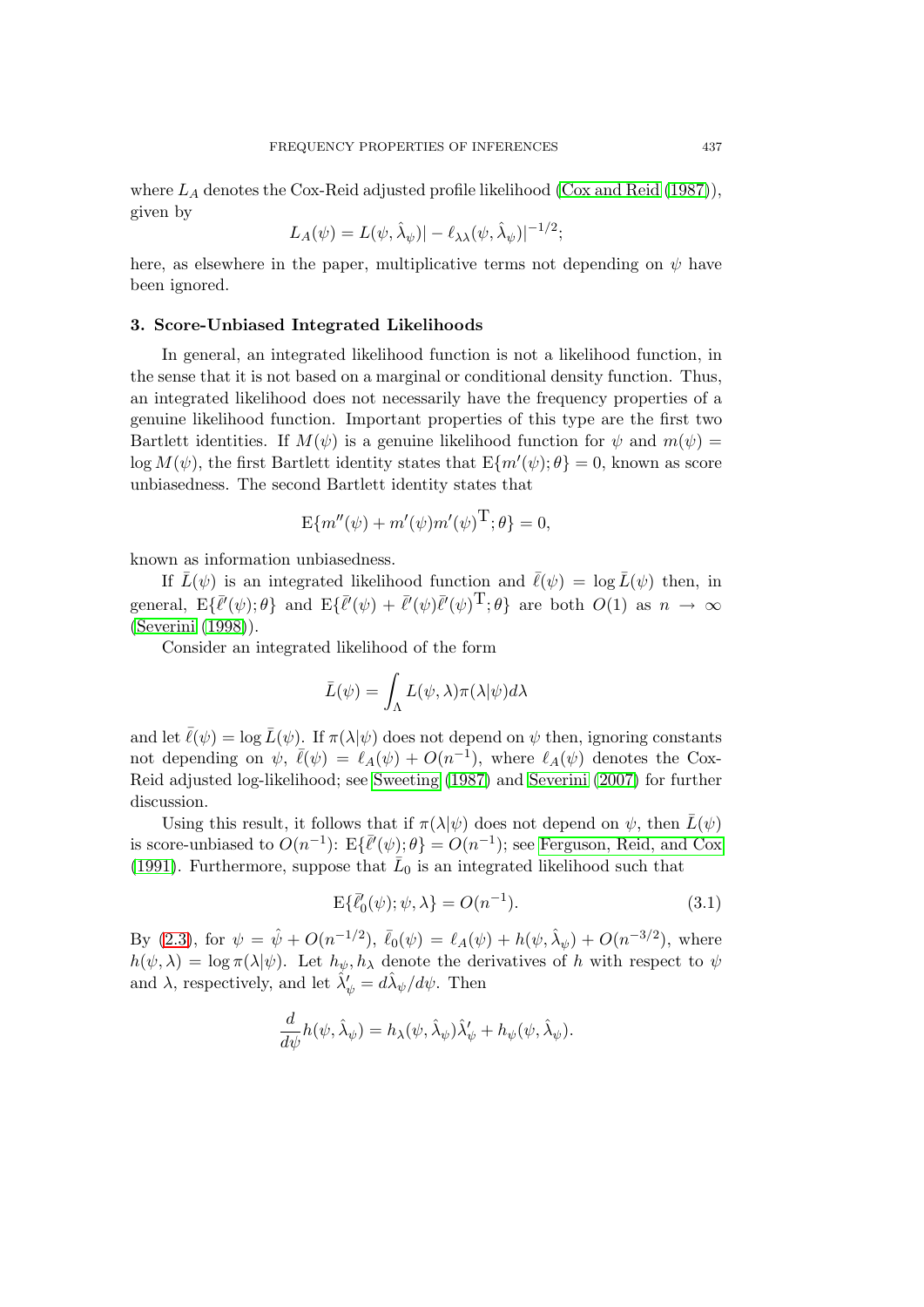where $L_A$ denotes the Cox-Reid adjusted profile likelihood (Cox and Reid (1987)), given by

$$L_A(\psi) = L(\psi, \hat{\lambda}_\psi)| - \ell_{\lambda\lambda}(\psi, \hat{\lambda}_\psi)|^{-1/2};$$

here, as elsewhere in the paper, multiplicative terms not depending on $\psi$ have been ignored.

### 3. Score-Unbiased Integrated Likelihoods

In general, an integrated likelihood function is not a likelihood function, in the sense that it is not based on a marginal or conditional density function. Thus, an integrated likelihood does not necessarily have the frequency properties of a genuine likelihood function. Important properties of this type are the first two Bartlett identities. If $M(\psi)$ is a genuine likelihood function for $\psi$ and $m(\psi) = \log M(\psi)$, the first Bartlett identity states that $\mathrm{E}\{m'(\psi); \theta\} = 0$, known as score unbiasedness. The second Bartlett identity states that

$$\mathrm{E}\{m''(\psi) + m'(\psi)m'(\psi)^{\mathrm{T}}; \theta\} = 0,$$

known as information unbiasedness.

If $\bar{L}(\psi)$ is an integrated likelihood function and $\bar{\ell}(\psi) = \log \bar{L}(\psi)$ then, in general, $\mathrm{E}\{\bar{\ell}'(\psi); \theta\}$ and $\mathrm{E}\{\bar{\ell}'(\psi) + \bar{\ell}'(\psi)\bar{\ell}'(\psi)^{\mathrm{T}}; \theta\}$ are both $O(1)$ as $n \to \infty$ (Severini (1998)).

Consider an integrated likelihood of the form

$$\bar{L}(\psi) = \int_\Lambda L(\psi, \lambda)\pi(\lambda|\psi)d\lambda$$

and let $\bar{\ell}(\psi) = \log \bar{L}(\psi)$. If $\pi(\lambda|\psi)$ does not depend on $\psi$ then, ignoring constants not depending on $\psi$, $\bar{\ell}(\psi) = \ell_A(\psi) + O(n^{-1})$, where $\ell_A(\psi)$ denotes the Cox-Reid adjusted log-likelihood; see Sweeting (1987) and Severini (2007) for further discussion.

Using this result, it follows that if $\pi(\lambda|\psi)$ does not depend on $\psi$, then $\bar{L}(\psi)$ is score-unbiased to $O(n^{-1})$: $\mathrm{E}\{\bar{\ell}'(\psi); \theta\} = O(n^{-1})$; see Ferguson, Reid, and Cox (1991). Furthermore, suppose that $\bar{L}_0$ is an integrated likelihood such that

$$\mathrm{E}\{\bar{\ell}_0'(\psi); \psi, \lambda\} = O(n^{-1}). \tag{3.1}$$

By (2.3), for $\psi = \hat{\psi} + O(n^{-1/2})$, $\bar{\ell}_0(\psi) = \ell_A(\psi) + h(\psi, \hat{\lambda}_\psi) + O(n^{-3/2})$, where $h(\psi, \lambda) = \log \pi(\lambda|\psi)$. Let $h_\psi, h_\lambda$ denote the derivatives of $h$ with respect to $\psi$ and $\lambda$, respectively, and let $\hat{\lambda}_\psi' = d\hat{\lambda}_\psi/d\psi$. Then

$$\frac{d}{d\psi}h(\psi, \hat{\lambda}_\psi) = h_\lambda(\psi, \hat{\lambda}_\psi)\hat{\lambda}_\psi' + h_\psi(\psi, \hat{\lambda}_\psi).$$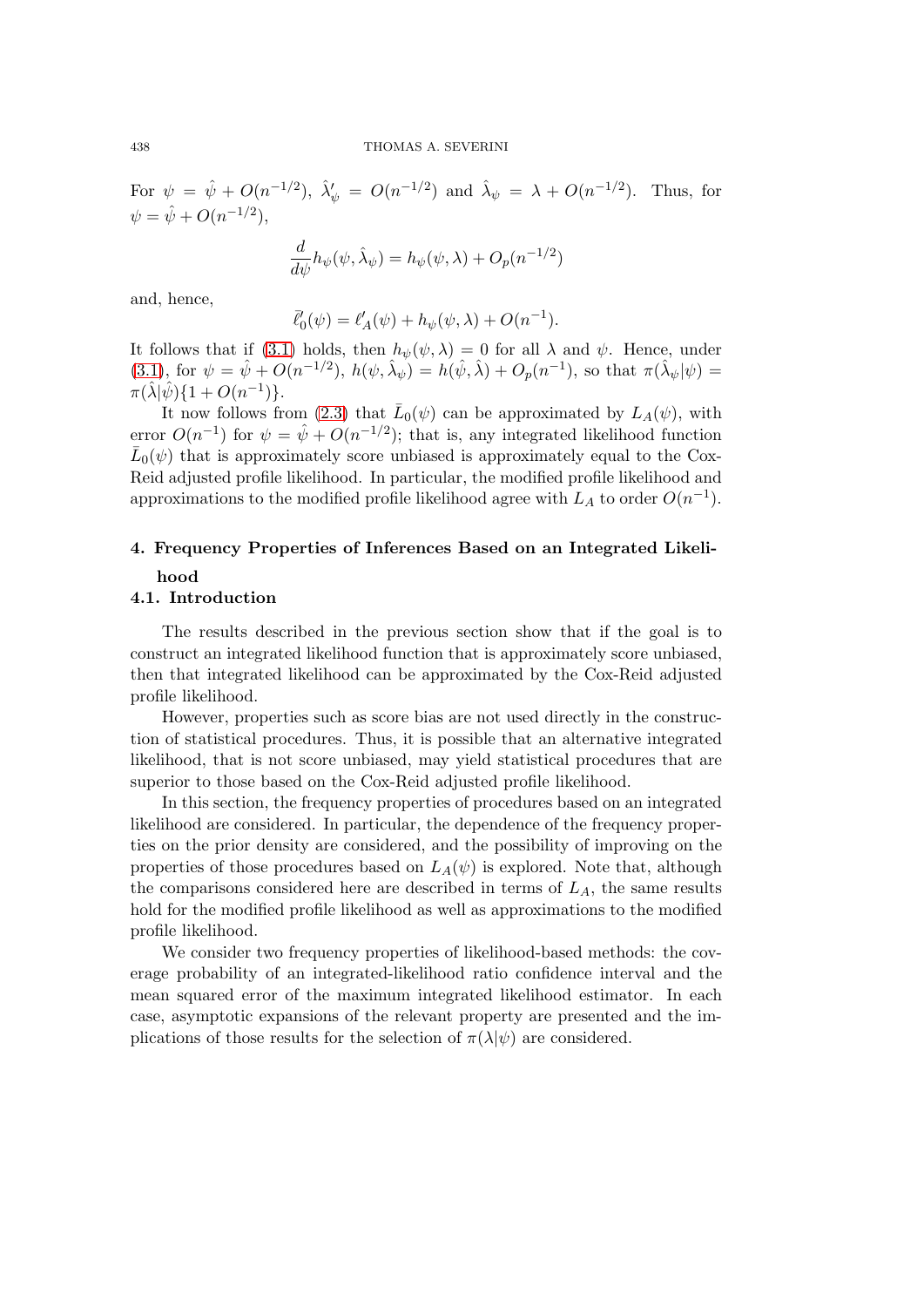For $\psi = \hat{\psi} + O(n^{-1/2})$, $\hat{\lambda}'_{\psi} = O(n^{-1/2})$ and $\hat{\lambda}_{\psi} = \lambda + O(n^{-1/2})$. Thus, for $\psi = \hat{\psi} + O(n^{-1/2})$,

$$\frac{d}{d\psi} h_{\psi}(\psi, \hat{\lambda}_{\psi}) = h_{\psi}(\psi, \lambda) + O_p(n^{-1/2})$$

and, hence,

$$\bar{\ell}'_0(\psi) = \ell'_A(\psi) + h_{\psi}(\psi, \lambda) + O(n^{-1}).$$

It follows that if (3.1) holds, then $h_{\psi}(\psi, \lambda) = 0$ for all $\lambda$ and $\psi$. Hence, under (3.1), for $\psi = \hat{\psi} + O(n^{-1/2})$, $h(\psi, \hat{\lambda}_{\psi}) = h(\hat{\psi}, \hat{\lambda}) + O_p(n^{-1})$, so that $\pi(\hat{\lambda}_{\psi}|\psi) = \pi(\hat{\lambda}|\hat{\psi})\{1 + O(n^{-1})\}$.

It now follows from (2.3) that $\bar{L}_0(\psi)$ can be approximated by $L_A(\psi)$, with error $O(n^{-1})$ for $\psi = \hat{\psi} + O(n^{-1/2})$; that is, any integrated likelihood function $\bar{L}_0(\psi)$ that is approximately score unbiased is approximately equal to the Cox-Reid adjusted profile likelihood. In particular, the modified profile likelihood and approximations to the modified profile likelihood agree with $L_A$ to order $O(n^{-1})$.

## 4. Frequency Properties of Inferences Based on an Integrated Likelihood

### 4.1. Introduction

The results described in the previous section show that if the goal is to construct an integrated likelihood function that is approximately score unbiased, then that integrated likelihood can be approximated by the Cox-Reid adjusted profile likelihood.

However, properties such as score bias are not used directly in the construction of statistical procedures. Thus, it is possible that an alternative integrated likelihood, that is not score unbiased, may yield statistical procedures that are superior to those based on the Cox-Reid adjusted profile likelihood.

In this section, the frequency properties of procedures based on an integrated likelihood are considered. In particular, the dependence of the frequency properties on the prior density are considered, and the possibility of improving on the properties of those procedures based on $L_A(\psi)$ is explored. Note that, although the comparisons considered here are described in terms of $L_A$, the same results hold for the modified profile likelihood as well as approximations to the modified profile likelihood.

We consider two frequency properties of likelihood-based methods: the coverage probability of an integrated-likelihood ratio confidence interval and the mean squared error of the maximum integrated likelihood estimator. In each case, asymptotic expansions of the relevant property are presented and the implications of those results for the selection of $\pi(\lambda|\psi)$ are considered.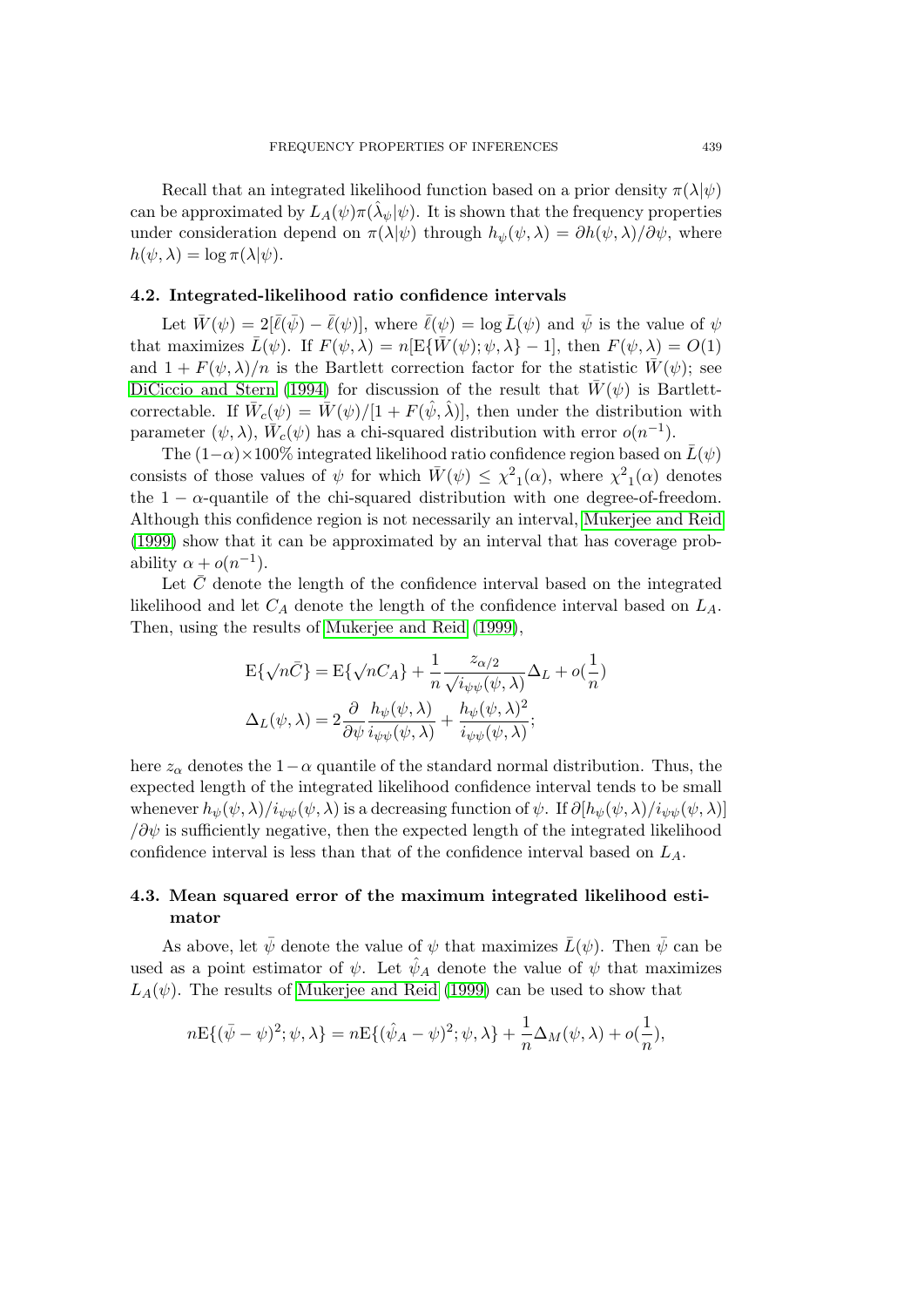Recall that an integrated likelihood function based on a prior density $\pi(\lambda|\psi)$ can be approximated by $L_A(\psi)\pi(\hat{\lambda}_\psi|\psi)$. It is shown that the frequency properties under consideration depend on $\pi(\lambda|\psi)$ through $h_\psi(\psi,\lambda) = \partial h(\psi,\lambda)/\partial\psi$, where $h(\psi,\lambda) = \log \pi(\lambda|\psi)$.

### 4.2. Integrated-likelihood ratio confidence intervals

Let $\bar{W}(\psi) = 2[\bar{\ell}(\bar{\psi}) - \bar{\ell}(\psi)]$, where $\bar{\ell}(\psi) = \log \bar{L}(\psi)$ and $\bar{\psi}$ is the value of $\psi$ that maximizes $\bar{L}(\psi)$. If $F(\psi,\lambda) = n[\mathrm{E}\{\bar{W}(\psi);\psi,\lambda\} - 1]$, then $F(\psi,\lambda) = O(1)$ and $1 + F(\psi,\lambda)/n$ is the Bartlett correction factor for the statistic $\bar{W}(\psi)$; see DiCiccio and Stern (1994) for discussion of the result that $\bar{W}(\psi)$ is Bartlett-correctable. If $\bar{W}_c(\psi) = \bar{W}(\psi)/[1 + F(\hat{\psi},\hat{\lambda})]$, then under the distribution with parameter $(\psi,\lambda)$, $\bar{W}_c(\psi)$ has a chi-squared distribution with error $o(n^{-1})$.

The $(1-\alpha)\times 100\%$ integrated likelihood ratio confidence region based on $\bar{L}(\psi)$ consists of those values of $\psi$ for which $\bar{W}(\psi) \leq {\chi^2}_1(\alpha)$, where ${\chi^2}_1(\alpha)$ denotes the $1-\alpha$-quantile of the chi-squared distribution with one degree-of-freedom. Although this confidence region is not necessarily an interval, Mukerjee and Reid (1999) show that it can be approximated by an interval that has coverage probability $\alpha + o(n^{-1})$.

Let $\bar{C}$ denote the length of the confidence interval based on the integrated likelihood and let $C_A$ denote the length of the confidence interval based on $L_A$. Then, using the results of Mukerjee and Reid (1999),

$$\mathrm{E}\{\sqrt{n}\bar{C}\} = \mathrm{E}\{\sqrt{n}C_A\} + \frac{1}{n}\frac{z_{\alpha/2}}{\sqrt{i_{\psi\psi}(\psi,\lambda)}}\Delta_L + o(\frac{1}{n})$$

$$\Delta_L(\psi,\lambda) = 2\frac{\partial}{\partial\psi}\frac{h_\psi(\psi,\lambda)}{i_{\psi\psi}(\psi,\lambda)} + \frac{h_\psi(\psi,\lambda)^2}{i_{\psi\psi}(\psi,\lambda)};$$

here $z_\alpha$ denotes the $1-\alpha$ quantile of the standard normal distribution. Thus, the expected length of the integrated likelihood confidence interval tends to be small whenever $h_\psi(\psi,\lambda)/i_{\psi\psi}(\psi,\lambda)$ is a decreasing function of $\psi$. If $\partial[h_\psi(\psi,\lambda)/i_{\psi\psi}(\psi,\lambda)]/\partial\psi$ is sufficiently negative, then the expected length of the integrated likelihood confidence interval is less than that of the confidence interval based on $L_A$.

### 4.3. Mean squared error of the maximum integrated likelihood estimator

As above, let $\bar{\psi}$ denote the value of $\psi$ that maximizes $\bar{L}(\psi)$. Then $\bar{\psi}$ can be used as a point estimator of $\psi$. Let $\hat{\psi}_A$ denote the value of $\psi$ that maximizes $L_A(\psi)$. The results of Mukerjee and Reid (1999) can be used to show that

$$n\mathrm{E}\{(\bar{\psi} - \psi)^2;\psi,\lambda\} = n\mathrm{E}\{(\hat{\psi}_A - \psi)^2;\psi,\lambda\} + \frac{1}{n}\Delta_M(\psi,\lambda) + o(\frac{1}{n}),$$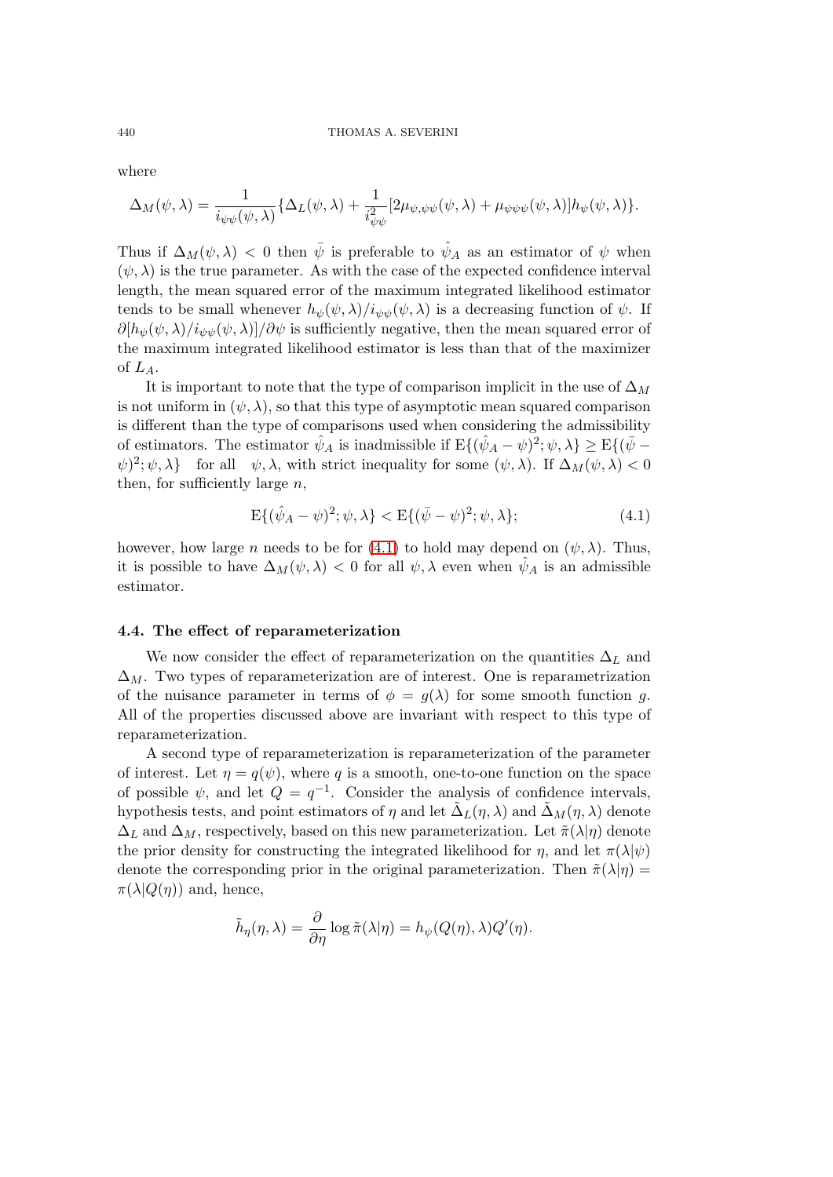where

$$\Delta_M(\psi, \lambda) = \frac{1}{i_{\psi\psi}(\psi, \lambda)}\{\Delta_L(\psi, \lambda) + \frac{1}{i_{\psi\psi}^2}[2\mu_{\psi,\psi\psi}(\psi, \lambda) + \mu_{\psi\psi\psi}(\psi, \lambda)]h_\psi(\psi, \lambda)\}.$$

Thus if $\Delta_M(\psi, \lambda) < 0$ then $\bar{\psi}$ is preferable to $\hat{\psi}_A$ as an estimator of $\psi$ when $(\psi, \lambda)$ is the true parameter. As with the case of the expected confidence interval length, the mean squared error of the maximum integrated likelihood estimator tends to be small whenever $h_\psi(\psi, \lambda)/i_{\psi\psi}(\psi, \lambda)$ is a decreasing function of $\psi$. If $\partial[h_\psi(\psi, \lambda)/i_{\psi\psi}(\psi, \lambda)]/\partial\psi$ is sufficiently negative, then the mean squared error of the maximum integrated likelihood estimator is less than that of the maximizer of $L_A$.

It is important to note that the type of comparison implicit in the use of $\Delta_M$ is not uniform in $(\psi, \lambda)$, so that this type of asymptotic mean squared comparison is different than the type of comparisons used when considering the admissibility of estimators. The estimator $\hat{\psi}_A$ is inadmissible if $\mathrm{E}\{(\hat{\psi}_A - \psi)^2; \psi, \lambda\} \geq \mathrm{E}\{(\bar{\psi} - \psi)^2; \psi, \lambda\}$ for all $\psi, \lambda$, with strict inequality for some $(\psi, \lambda)$. If $\Delta_M(\psi, \lambda) < 0$ then, for sufficiently large $n$,

$$\mathrm{E}\{(\hat{\psi}_A - \psi)^2; \psi, \lambda\} < \mathrm{E}\{(\bar{\psi} - \psi)^2; \psi, \lambda\}; \tag{4.1}$$

however, how large $n$ needs to be for (4.1) to hold may depend on $(\psi, \lambda)$. Thus, it is possible to have $\Delta_M(\psi, \lambda) < 0$ for all $\psi, \lambda$ even when $\hat{\psi}_A$ is an admissible estimator.

### 4.4. The effect of reparameterization

We now consider the effect of reparameterization on the quantities $\Delta_L$ and $\Delta_M$. Two types of reparameterization are of interest. One is reparametrization of the nuisance parameter in terms of $\phi = g(\lambda)$ for some smooth function $g$. All of the properties discussed above are invariant with respect to this type of reparameterization.

A second type of reparameterization is reparameterization of the parameter of interest. Let $\eta = q(\psi)$, where $q$ is a smooth, one-to-one function on the space of possible $\psi$, and let $Q = q^{-1}$. Consider the analysis of confidence intervals, hypothesis tests, and point estimators of $\eta$ and let $\tilde{\Delta}_L(\eta, \lambda)$ and $\tilde{\Delta}_M(\eta, \lambda)$ denote $\Delta_L$ and $\Delta_M$, respectively, based on this new parameterization. Let $\tilde{\pi}(\lambda|\eta)$ denote the prior density for constructing the integrated likelihood for $\eta$, and let $\pi(\lambda|\psi)$ denote the corresponding prior in the original parameterization. Then $\tilde{\pi}(\lambda|\eta) = \pi(\lambda|Q(\eta))$ and, hence,

$$\tilde{h}_\eta(\eta, \lambda) = \frac{\partial}{\partial\eta}\log\tilde{\pi}(\lambda|\eta) = h_\psi(Q(\eta), \lambda)Q'(\eta).$$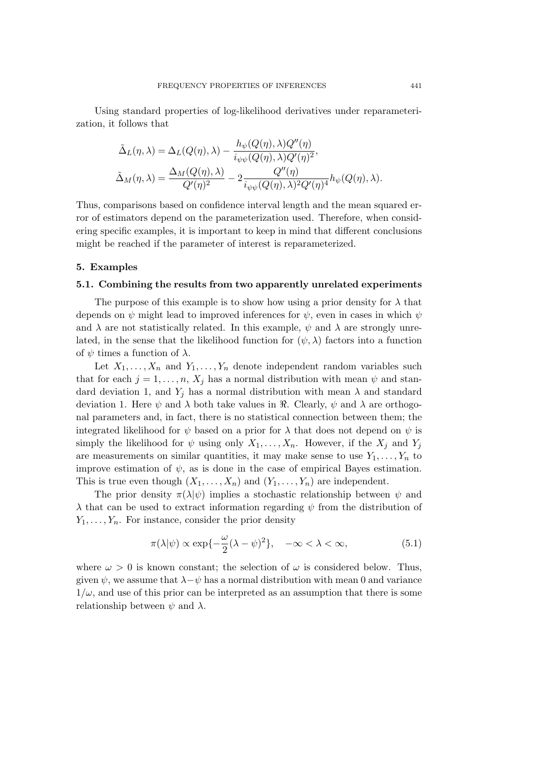Using standard properties of log-likelihood derivatives under reparameterization, it follows that

$$\tilde{\Delta}_L(\eta, \lambda) = \Delta_L(Q(\eta), \lambda) - \frac{h_\psi(Q(\eta), \lambda) Q''(\eta)}{i_{\psi\psi}(Q(\eta), \lambda) Q'(\eta)^2},$$

$$\tilde{\Delta}_M(\eta, \lambda) = \frac{\Delta_M(Q(\eta), \lambda)}{Q'(\eta)^2} - 2\frac{Q''(\eta)}{i_{\psi\psi}(Q(\eta), \lambda)^2 Q'(\eta)^4} h_\psi(Q(\eta), \lambda).$$

Thus, comparisons based on confidence interval length and the mean squared error of estimators depend on the parameterization used. Therefore, when considering specific examples, it is important to keep in mind that different conclusions might be reached if the parameter of interest is reparameterized.

## 5. Examples

### 5.1. Combining the results from two apparently unrelated experiments

The purpose of this example is to show how using a prior density for $\lambda$ that depends on $\psi$ might lead to improved inferences for $\psi$, even in cases in which $\psi$ and $\lambda$ are not statistically related. In this example, $\psi$ and $\lambda$ are strongly unrelated, in the sense that the likelihood function for $(\psi, \lambda)$ factors into a function of $\psi$ times a function of $\lambda$.

Let $X_1, \ldots, X_n$ and $Y_1, \ldots, Y_n$ denote independent random variables such that for each $j = 1, \ldots, n$, $X_j$ has a normal distribution with mean $\psi$ and standard deviation 1, and $Y_j$ has a normal distribution with mean $\lambda$ and standard deviation 1. Here $\psi$ and $\lambda$ both take values in $\Re$. Clearly, $\psi$ and $\lambda$ are orthogonal parameters and, in fact, there is no statistical connection between them; the integrated likelihood for $\psi$ based on a prior for $\lambda$ that does not depend on $\psi$ is simply the likelihood for $\psi$ using only $X_1, \ldots, X_n$. However, if the $X_j$ and $Y_j$ are measurements on similar quantities, it may make sense to use $Y_1, \ldots, Y_n$ to improve estimation of $\psi$, as is done in the case of empirical Bayes estimation. This is true even though $(X_1, \ldots, X_n)$ and $(Y_1, \ldots, Y_n)$ are independent.

The prior density $\pi(\lambda|\psi)$ implies a stochastic relationship between $\psi$ and $\lambda$ that can be used to extract information regarding $\psi$ from the distribution of $Y_1, \ldots, Y_n$. For instance, consider the prior density

$$\pi(\lambda|\psi) \propto \exp\{-\frac{\omega}{2}(\lambda - \psi)^2\}, \quad -\infty < \lambda < \infty, \tag{5.1}$$

where $\omega > 0$ is known constant; the selection of $\omega$ is considered below. Thus, given $\psi$, we assume that $\lambda - \psi$ has a normal distribution with mean 0 and variance $1/\omega$, and use of this prior can be interpreted as an assumption that there is some relationship between $\psi$ and $\lambda$.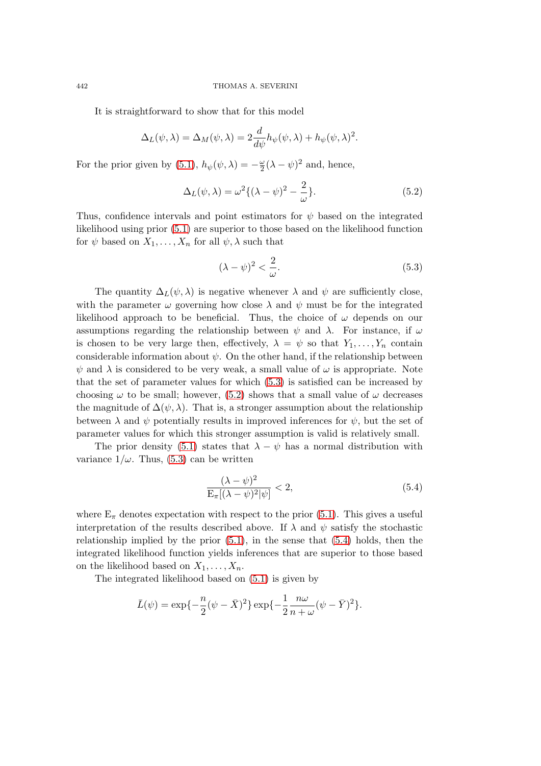It is straightforward to show that for this model

$$\Delta_L(\psi, \lambda) = \Delta_M(\psi, \lambda) = 2\frac{d}{d\psi}h_\psi(\psi, \lambda) + h_\psi(\psi, \lambda)^2.$$

For the prior given by (5.1), $h_\psi(\psi, \lambda) = -\frac{\omega}{2}(\lambda - \psi)^2$ and, hence,

$$\Delta_L(\psi, \lambda) = \omega^2\{(\lambda - \psi)^2 - \frac{2}{\omega}\}. \tag{5.2}$$

Thus, confidence intervals and point estimators for $\psi$ based on the integrated likelihood using prior (5.1) are superior to those based on the likelihood function for $\psi$ based on $X_1, \ldots, X_n$ for all $\psi, \lambda$ such that

$$(\lambda - \psi)^2 < \frac{2}{\omega}. \tag{5.3}$$

The quantity $\Delta_L(\psi, \lambda)$ is negative whenever $\lambda$ and $\psi$ are sufficiently close, with the parameter $\omega$ governing how close $\lambda$ and $\psi$ must be for the integrated likelihood approach to be beneficial. Thus, the choice of $\omega$ depends on our assumptions regarding the relationship between $\psi$ and $\lambda$. For instance, if $\omega$ is chosen to be very large then, effectively, $\lambda = \psi$ so that $Y_1, \ldots, Y_n$ contain considerable information about $\psi$. On the other hand, if the relationship between $\psi$ and $\lambda$ is considered to be very weak, a small value of $\omega$ is appropriate. Note that the set of parameter values for which (5.3) is satisfied can be increased by choosing $\omega$ to be small; however, (5.2) shows that a small value of $\omega$ decreases the magnitude of $\Delta(\psi, \lambda)$. That is, a stronger assumption about the relationship between $\lambda$ and $\psi$ potentially results in improved inferences for $\psi$, but the set of parameter values for which this stronger assumption is valid is relatively small.

The prior density (5.1) states that $\lambda - \psi$ has a normal distribution with variance $1/\omega$. Thus, (5.3) can be written

$$\frac{(\lambda - \psi)^2}{\mathrm{E}_\pi[(\lambda - \psi)^2|\psi]} < 2, \tag{5.4}$$

where $\mathrm{E}_\pi$ denotes expectation with respect to the prior (5.1). This gives a useful interpretation of the results described above. If $\lambda$ and $\psi$ satisfy the stochastic relationship implied by the prior (5.1), in the sense that (5.4) holds, then the integrated likelihood function yields inferences that are superior to those based on the likelihood based on $X_1, \ldots, X_n$.

The integrated likelihood based on (5.1) is given by

$$\bar{L}(\psi) = \exp\{-\frac{n}{2}(\psi - \bar{X})^2\} \exp\{-\frac{1}{2}\frac{n\omega}{n + \omega}(\psi - \bar{Y})^2\}.$$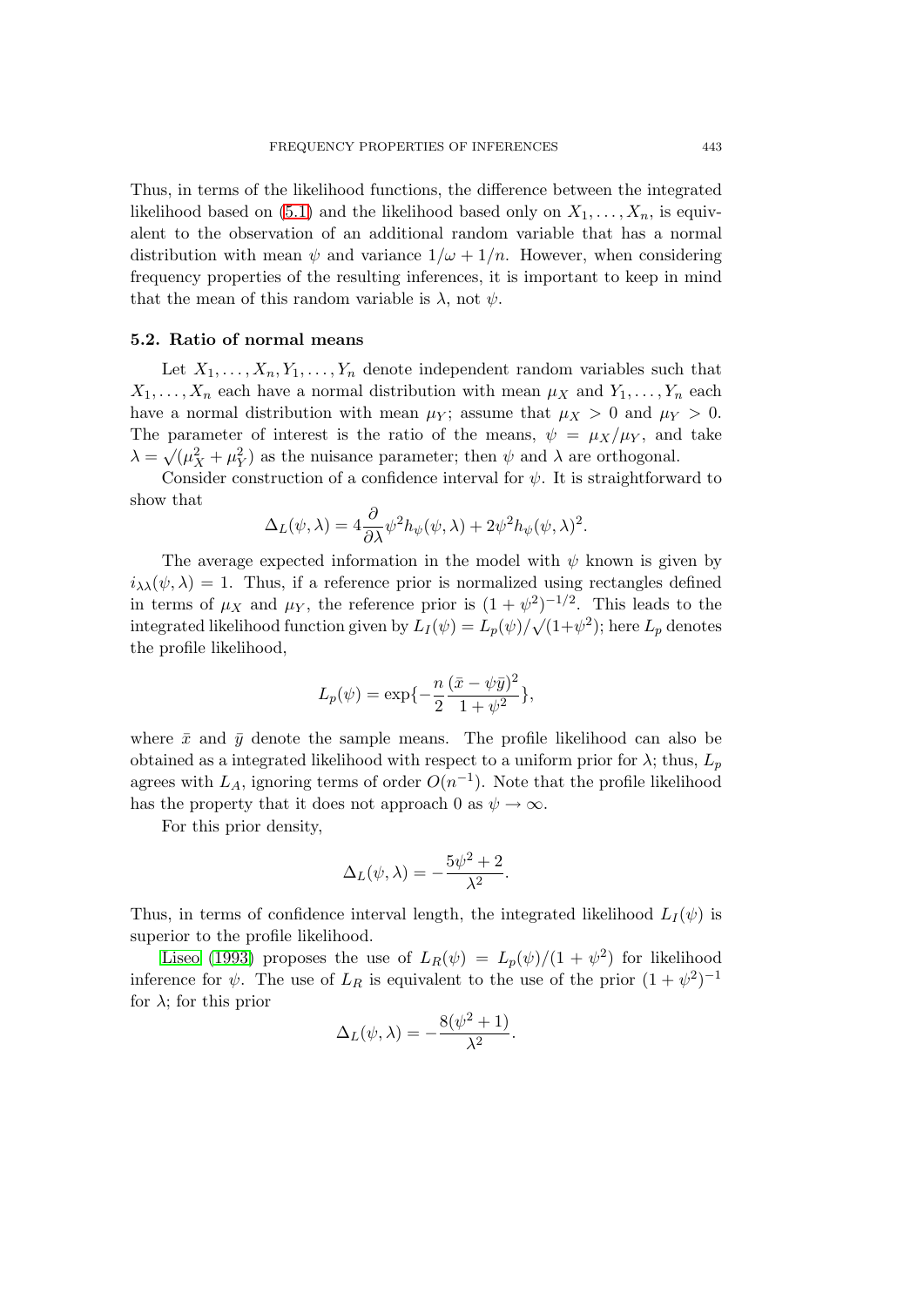Thus, in terms of the likelihood functions, the difference between the integrated likelihood based on (5.1) and the likelihood based only on $X_1, \ldots, X_n$, is equivalent to the observation of an additional random variable that has a normal distribution with mean $\psi$ and variance $1/\omega + 1/n$. However, when considering frequency properties of the resulting inferences, it is important to keep in mind that the mean of this random variable is $\lambda$, not $\psi$.

### 5.2. Ratio of normal means

Let $X_1, \ldots, X_n, Y_1, \ldots, Y_n$ denote independent random variables such that $X_1, \ldots, X_n$ each have a normal distribution with mean $\mu_X$ and $Y_1, \ldots, Y_n$ each have a normal distribution with mean $\mu_Y$; assume that $\mu_X > 0$ and $\mu_Y > 0$. The parameter of interest is the ratio of the means, $\psi = \mu_X/\mu_Y$, and take $\lambda = \sqrt{(\mu_X^2 + \mu_Y^2)}$ as the nuisance parameter; then $\psi$ and $\lambda$ are orthogonal.

Consider construction of a confidence interval for $\psi$. It is straightforward to show that

$$\Delta_L(\psi, \lambda) = 4\frac{\partial}{\partial \lambda}\psi^2 h_\psi(\psi, \lambda) + 2\psi^2 h_\psi(\psi, \lambda)^2.$$

The average expected information in the model with $\psi$ known is given by $i_{\lambda\lambda}(\psi, \lambda) = 1$. Thus, if a reference prior is normalized using rectangles defined in terms of $\mu_X$ and $\mu_Y$, the reference prior is $(1 + \psi^2)^{-1/2}$. This leads to the integrated likelihood function given by $L_I(\psi) = L_p(\psi)/\sqrt{(1+\psi^2)}$; here $L_p$ denotes the profile likelihood,

$$L_p(\psi) = \exp\{-\frac{n}{2}\frac{(\bar{x} - \psi\bar{y})^2}{1 + \psi^2}\},$$

where $\bar{x}$ and $\bar{y}$ denote the sample means. The profile likelihood can also be obtained as a integrated likelihood with respect to a uniform prior for $\lambda$; thus, $L_p$ agrees with $L_A$, ignoring terms of order $O(n^{-1})$. Note that the profile likelihood has the property that it does not approach 0 as $\psi \to \infty$.

For this prior density,

$$\Delta_L(\psi, \lambda) = -\frac{5\psi^2 + 2}{\lambda^2}.$$

Thus, in terms of confidence interval length, the integrated likelihood $L_I(\psi)$ is superior to the profile likelihood.

Liseo (1993) proposes the use of $L_R(\psi) = L_p(\psi)/(1 + \psi^2)$ for likelihood inference for $\psi$. The use of $L_R$ is equivalent to the use of the prior $(1 + \psi^2)^{-1}$ for $\lambda$; for this prior

$$\Delta_L(\psi, \lambda) = -\frac{8(\psi^2 + 1)}{\lambda^2}.$$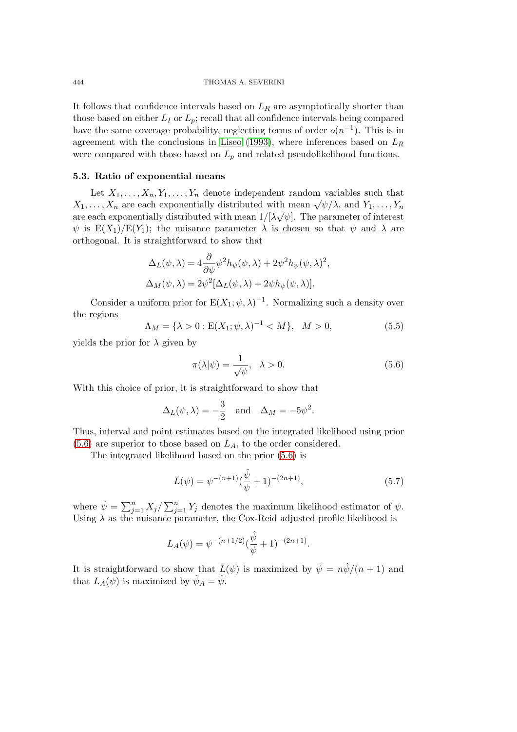It follows that confidence intervals based on $L_R$ are asymptotically shorter than those based on either $L_I$ or $L_p$; recall that all confidence intervals being compared have the same coverage probability, neglecting terms of order $o(n^{-1})$. This is in agreement with the conclusions in Liseo (1993), where inferences based on $L_R$ were compared with those based on $L_p$ and related pseudolikelihood functions.

### 5.3. Ratio of exponential means

Let $X_1, \ldots, X_n, Y_1, \ldots, Y_n$ denote independent random variables such that $X_1, \ldots, X_n$ are each exponentially distributed with mean $\sqrt{\psi}/\lambda$, and $Y_1, \ldots, Y_n$ are each exponentially distributed with mean $1/[\lambda\sqrt{\psi}]$. The parameter of interest $\psi$ is $\mathrm{E}(X_1)/\mathrm{E}(Y_1)$; the nuisance parameter $\lambda$ is chosen so that $\psi$ and $\lambda$ are orthogonal. It is straightforward to show that

$$\Delta_L(\psi, \lambda) = 4\frac{\partial}{\partial\psi}\psi^2 h_\psi(\psi, \lambda) + 2\psi^2 h_\psi(\psi, \lambda)^2,$$
$$\Delta_M(\psi, \lambda) = 2\psi^2[\Delta_L(\psi, \lambda) + 2\psi h_\psi(\psi, \lambda)].$$

Consider a uniform prior for $\mathrm{E}(X_1; \psi, \lambda)^{-1}$. Normalizing such a density over the regions

$$\Lambda_M = \{\lambda > 0 : \mathrm{E}(X_1; \psi, \lambda)^{-1} < M\}, \quad M > 0, \tag{5.5}$$

yields the prior for $\lambda$ given by

$$\pi(\lambda|\psi) = \frac{1}{\sqrt{\psi}}, \quad \lambda > 0. \tag{5.6}$$

With this choice of prior, it is straightforward to show that

$$\Delta_L(\psi, \lambda) = -\frac{3}{2} \quad \text{and} \quad \Delta_M = -5\psi^2.$$

Thus, interval and point estimates based on the integrated likelihood using prior (5.6) are superior to those based on $L_A$, to the order considered.

The integrated likelihood based on the prior (5.6) is

$$\bar{L}(\psi) = \psi^{-(n+1)}(\frac{\hat{\psi}}{\psi} + 1)^{-(2n+1)}, \tag{5.7}$$

where $\hat{\psi} = \sum_{j=1}^n X_j / \sum_{j=1}^n Y_j$ denotes the maximum likelihood estimator of $\psi$. Using $\lambda$ as the nuisance parameter, the Cox-Reid adjusted profile likelihood is

$$L_A(\psi) = \psi^{-(n+1/2)}(\frac{\hat{\psi}}{\psi} + 1)^{-(2n+1)}.$$

It is straightforward to show that $\bar{L}(\psi)$ is maximized by $\bar{\psi} = n\hat{\psi}/(n+1)$ and that $L_A(\psi)$ is maximized by $\hat{\psi}_A = \hat{\psi}$.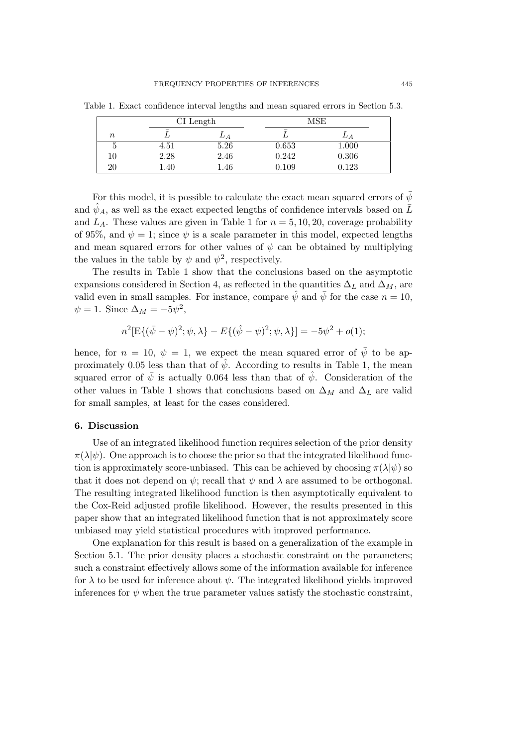Table 1. Exact confidence interval lengths and mean squared errors in Section 5.3.

| | CI Length | | MSE | |
|---|---|---|---|---|
| $n$ | $\bar{L}$ | $L_A$ | $\bar{L}$ | $L_A$ |
| 5 | 4.51 | 5.26 | 0.653 | 1.000 |
| 10 | 2.28 | 2.46 | 0.242 | 0.306 |
| 20 | 1.40 | 1.46 | 0.109 | 0.123 |

For this model, it is possible to calculate the exact mean squared errors of $\bar{\psi}$ and $\hat{\psi}_A$, as well as the exact expected lengths of confidence intervals based on $\bar{L}$ and $L_A$. These values are given in Table 1 for $n = 5, 10, 20$, coverage probability of 95%, and $\psi = 1$; since $\psi$ is a scale parameter in this model, expected lengths and mean squared errors for other values of $\psi$ can be obtained by multiplying the values in the table by $\psi$ and $\psi^2$, respectively.

The results in Table 1 show that the conclusions based on the asymptotic expansions considered in Section 4, as reflected in the quantities $\Delta_L$ and $\Delta_M$, are valid even in small samples. For instance, compare $\hat{\psi}$ and $\bar{\psi}$ for the case $n = 10$, $\psi = 1$. Since $\Delta_M = -5\psi^2$,

$$n^2[\mathrm{E}\{(\bar{\psi} - \psi)^2; \psi, \lambda\} - E\{(\hat{\psi} - \psi)^2; \psi, \lambda\}] = -5\psi^2 + o(1);$$

hence, for $n = 10$, $\psi = 1$, we expect the mean squared error of $\bar{\psi}$ to be approximately 0.05 less than that of $\hat{\psi}$. According to results in Table 1, the mean squared error of $\bar{\psi}$ is actually 0.064 less than that of $\hat{\psi}$. Consideration of the other values in Table 1 shows that conclusions based on $\Delta_M$ and $\Delta_L$ are valid for small samples, at least for the cases considered.

## 6. Discussion

Use of an integrated likelihood function requires selection of the prior density $\pi(\lambda|\psi)$. One approach is to choose the prior so that the integrated likelihood function is approximately score-unbiased. This can be achieved by choosing $\pi(\lambda|\psi)$ so that it does not depend on $\psi$; recall that $\psi$ and $\lambda$ are assumed to be orthogonal. The resulting integrated likelihood function is then asymptotically equivalent to the Cox-Reid adjusted profile likelihood. However, the results presented in this paper show that an integrated likelihood function that is not approximately score unbiased may yield statistical procedures with improved performance.

One explanation for this result is based on a generalization of the example in Section 5.1. The prior density places a stochastic constraint on the parameters; such a constraint effectively allows some of the information available for inference for $\lambda$ to be used for inference about $\psi$. The integrated likelihood yields improved inferences for $\psi$ when the true parameter values satisfy the stochastic constraint,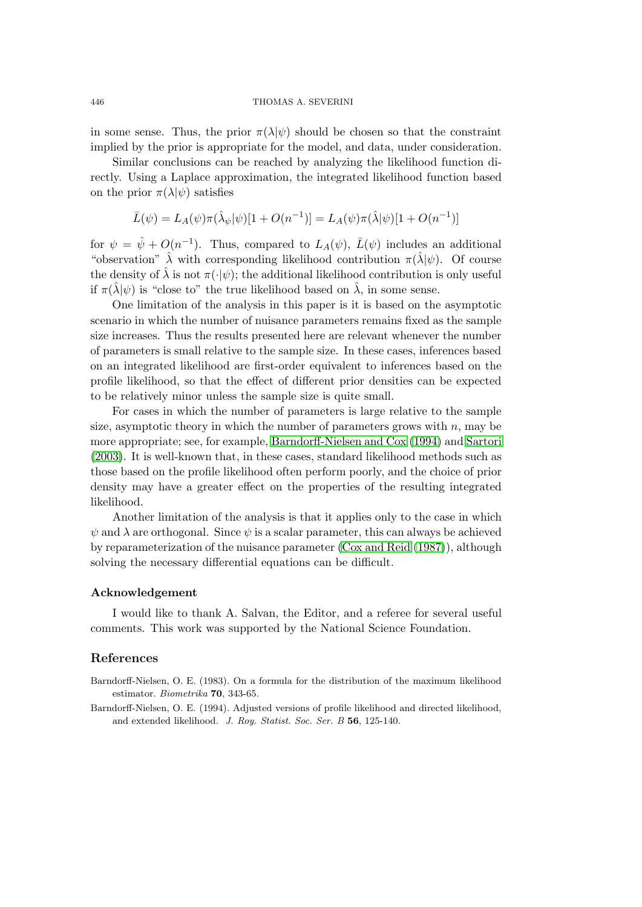in some sense. Thus, the prior $\pi(\lambda|\psi)$ should be chosen so that the constraint implied by the prior is appropriate for the model, and data, under consideration.

Similar conclusions can be reached by analyzing the likelihood function directly. Using a Laplace approximation, the integrated likelihood function based on the prior $\pi(\lambda|\psi)$ satisfies

$$\bar{L}(\psi) = L_A(\psi)\pi(\hat{\lambda}_\psi|\psi)[1 + O(n^{-1})] = L_A(\psi)\pi(\hat{\lambda}|\psi)[1 + O(n^{-1})]$$

for $\psi = \hat{\psi} + O(n^{-1})$. Thus, compared to $L_A(\psi)$, $\bar{L}(\psi)$ includes an additional "observation" $\hat{\lambda}$ with corresponding likelihood contribution $\pi(\hat{\lambda}|\psi)$. Of course the density of $\hat{\lambda}$ is not $\pi(\cdot|\psi)$; the additional likelihood contribution is only useful if $\pi(\hat{\lambda}|\psi)$ is "close to" the true likelihood based on $\hat{\lambda}$, in some sense.

One limitation of the analysis in this paper is it is based on the asymptotic scenario in which the number of nuisance parameters remains fixed as the sample size increases. Thus the results presented here are relevant whenever the number of parameters is small relative to the sample size. In these cases, inferences based on an integrated likelihood are first-order equivalent to inferences based on the profile likelihood, so that the effect of different prior densities can be expected to be relatively minor unless the sample size is quite small.

For cases in which the number of parameters is large relative to the sample size, asymptotic theory in which the number of parameters grows with $n$, may be more appropriate; see, for example, Barndorff-Nielsen and Cox (1994) and Sartori (2003). It is well-known that, in these cases, standard likelihood methods such as those based on the profile likelihood often perform poorly, and the choice of prior density may have a greater effect on the properties of the resulting integrated likelihood.

Another limitation of the analysis is that it applies only to the case in which $\psi$ and $\lambda$ are orthogonal. Since $\psi$ is a scalar parameter, this can always be achieved by reparameterization of the nuisance parameter (Cox and Reid (1987)), although solving the necessary differential equations can be difficult.

## Acknowledgement

I would like to thank A. Salvan, the Editor, and a referee for several useful comments. This work was supported by the National Science Foundation.

## References

Barndorff-Nielsen, O. E. (1983). On a formula for the distribution of the maximum likelihood estimator. *Biometrika* **70**, 343-65.

Barndorff-Nielsen, O. E. (1994). Adjusted versions of profile likelihood and directed likelihood, and extended likelihood. *J. Roy. Statist. Soc. Ser. B* **56**, 125-140.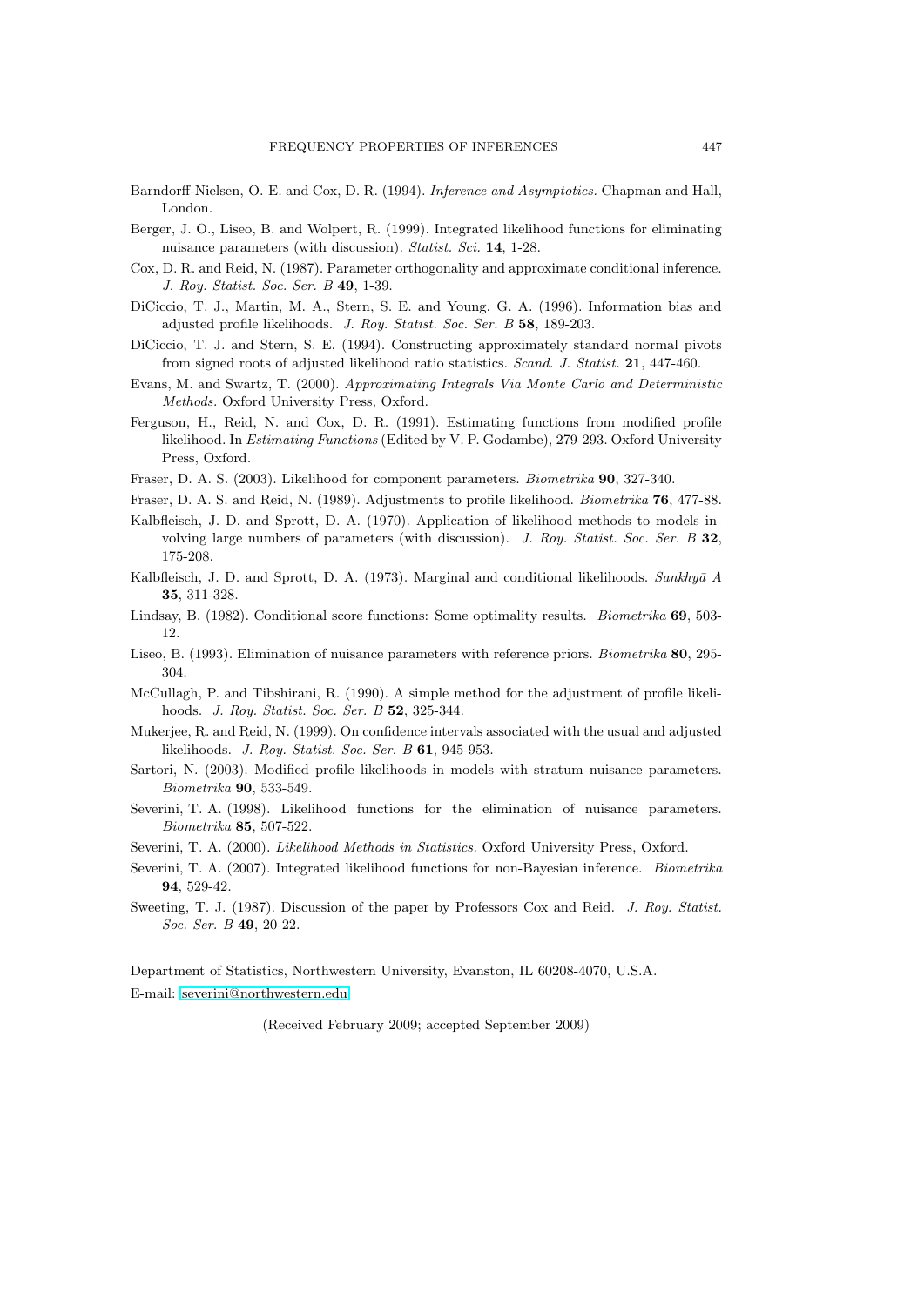Barndorff-Nielsen, O. E. and Cox, D. R. (1994). *Inference and Asymptotics.* Chapman and Hall, London.

Berger, J. O., Liseo, B. and Wolpert, R. (1999). Integrated likelihood functions for eliminating nuisance parameters (with discussion). *Statist. Sci.* **14**, 1-28.

Cox, D. R. and Reid, N. (1987). Parameter orthogonality and approximate conditional inference. *J. Roy. Statist. Soc. Ser. B* **49**, 1-39.

DiCiccio, T. J., Martin, M. A., Stern, S. E. and Young, G. A. (1996). Information bias and adjusted profile likelihoods. *J. Roy. Statist. Soc. Ser. B* **58**, 189-203.

DiCiccio, T. J. and Stern, S. E. (1994). Constructing approximately standard normal pivots from signed roots of adjusted likelihood ratio statistics. *Scand. J. Statist.* **21**, 447-460.

Evans, M. and Swartz, T. (2000). *Approximating Integrals Via Monte Carlo and Deterministic Methods.* Oxford University Press, Oxford.

Ferguson, H., Reid, N. and Cox, D. R. (1991). Estimating functions from modified profile likelihood. In *Estimating Functions* (Edited by V. P. Godambe), 279-293. Oxford University Press, Oxford.

Fraser, D. A. S. (2003). Likelihood for component parameters. *Biometrika* **90**, 327-340.

Fraser, D. A. S. and Reid, N. (1989). Adjustments to profile likelihood. *Biometrika* **76**, 477-88.

Kalbfleisch, J. D. and Sprott, D. A. (1970). Application of likelihood methods to models involving large numbers of parameters (with discussion). *J. Roy. Statist. Soc. Ser. B* **32**, 175-208.

Kalbfleisch, J. D. and Sprott, D. A. (1973). Marginal and conditional likelihoods. *Sankhyā A* **35**, 311-328.

Lindsay, B. (1982). Conditional score functions: Some optimality results. *Biometrika* **69**, 503-12.

Liseo, B. (1993). Elimination of nuisance parameters with reference priors. *Biometrika* **80**, 295-304.

McCullagh, P. and Tibshirani, R. (1990). A simple method for the adjustment of profile likelihoods. *J. Roy. Statist. Soc. Ser. B* **52**, 325-344.

Mukerjee, R. and Reid, N. (1999). On confidence intervals associated with the usual and adjusted likelihoods. *J. Roy. Statist. Soc. Ser. B* **61**, 945-953.

Sartori, N. (2003). Modified profile likelihoods in models with stratum nuisance parameters. *Biometrika* **90**, 533-549.

Severini, T. A. (1998). Likelihood functions for the elimination of nuisance parameters. *Biometrika* **85**, 507-522.

Severini, T. A. (2000). *Likelihood Methods in Statistics.* Oxford University Press, Oxford.

Severini, T. A. (2007). Integrated likelihood functions for non-Bayesian inference. *Biometrika* **94**, 529-42.

Sweeting, T. J. (1987). Discussion of the paper by Professors Cox and Reid. *J. Roy. Statist. Soc. Ser. B* **49**, 20-22.

Department of Statistics, Northwestern University, Evanston, IL 60208-4070, U.S.A.

E-mail: severini@northwestern.edu

(Received February 2009; accepted September 2009)